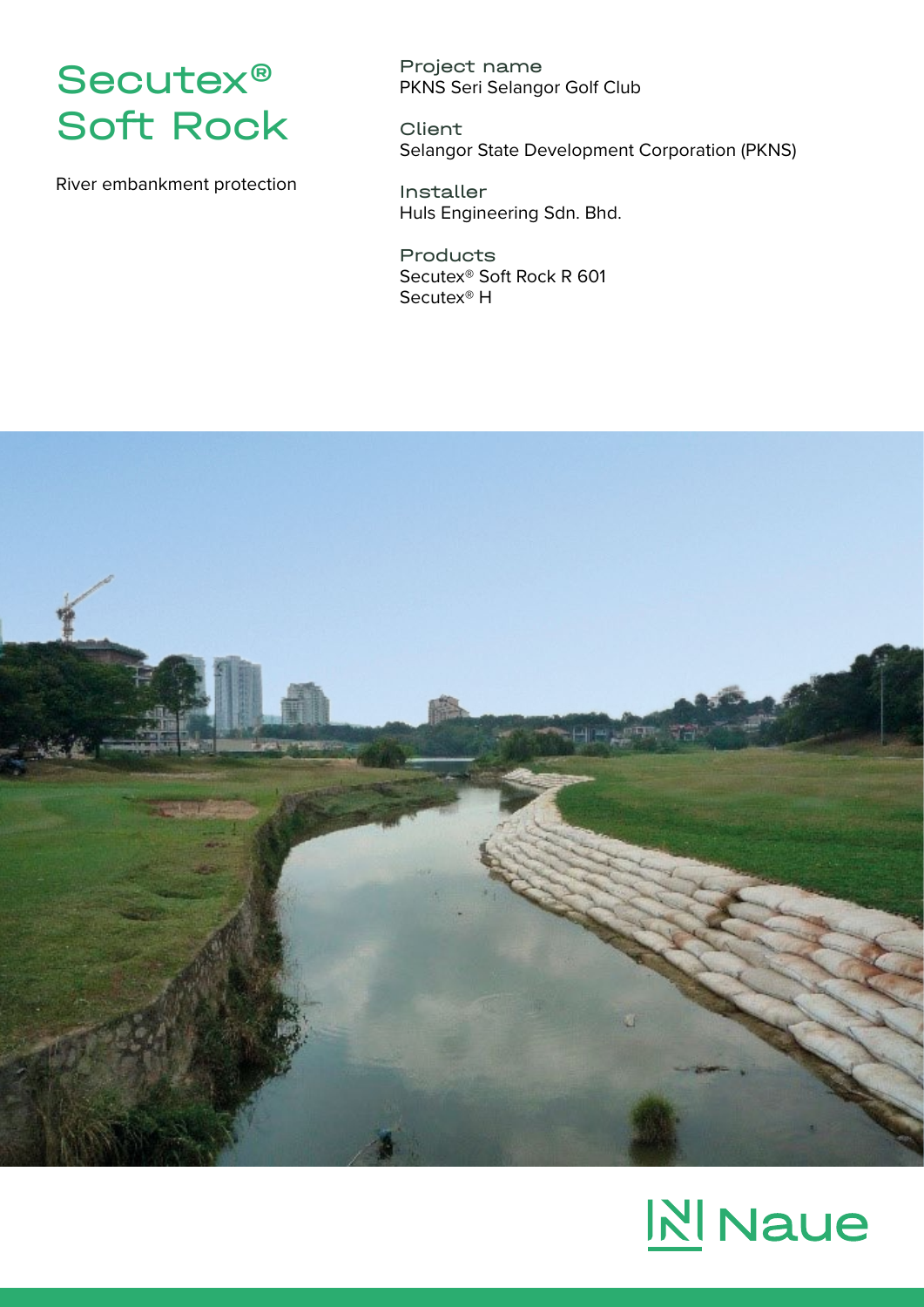# Secutex® Soft Rock

River embankment protection

**Project name**
PKNS Seri Selangor Golf Club

**Client**
Selangor State Development Corporation (PKNS)

**Installer**
Huls Engineering Sdn. Bhd.

**Products**
Secutex® Soft Rock R 601
Secutex® H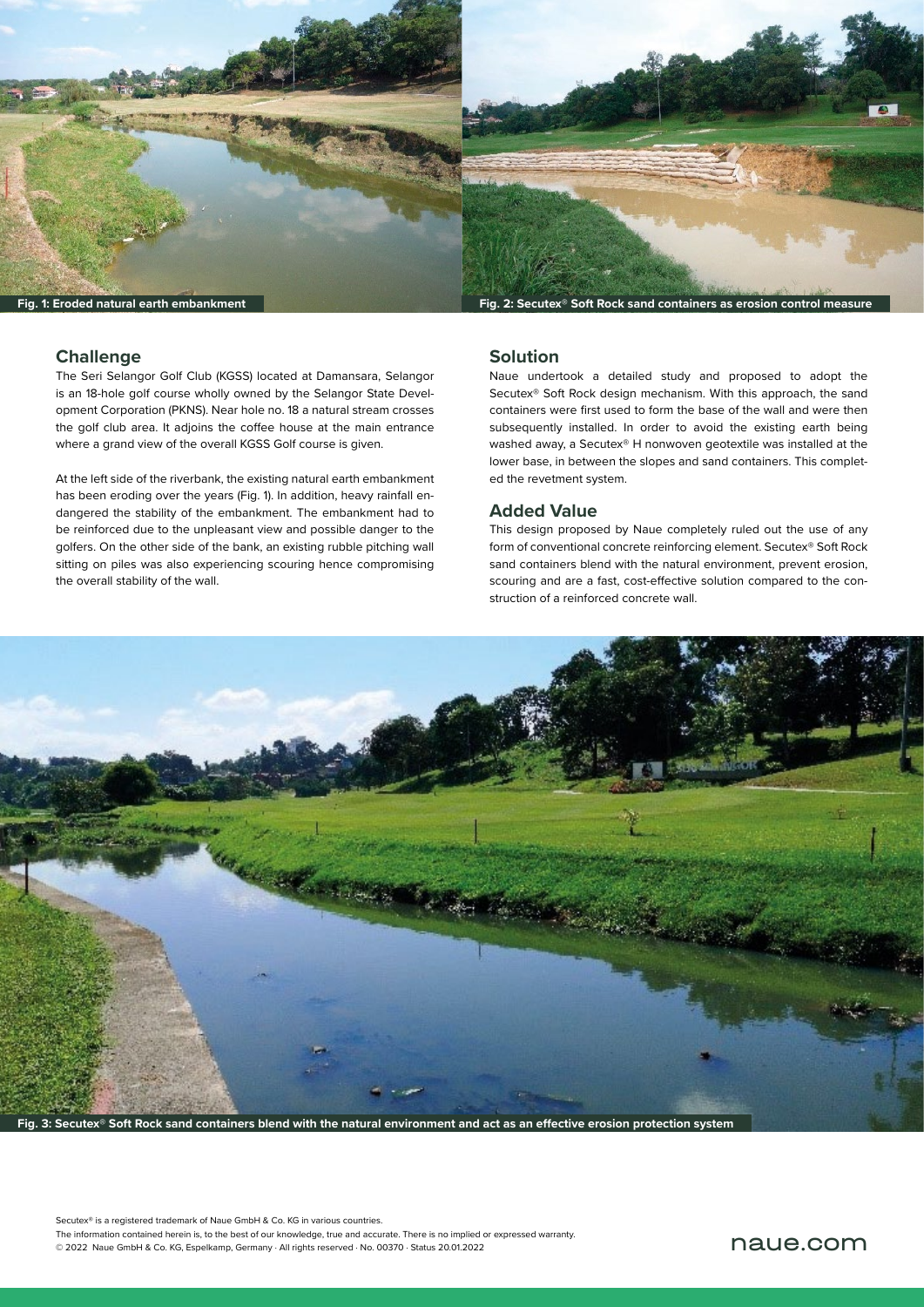Fig. 1: Eroded natural earth embankment

Fig. 2: Secutex® Soft Rock sand containers as erosion control measure

## Challenge

The Seri Selangor Golf Club (KGSS) located at Damansara, Selangor is an 18-hole golf course wholly owned by the Selangor State Development Corporation (PKNS). Near hole no. 18 a natural stream crosses the golf club area. It adjoins the coffee house at the main entrance where a grand view of the overall KGSS Golf course is given.

At the left side of the riverbank, the existing natural earth embankment has been eroding over the years (Fig. 1). In addition, heavy rainfall endangered the stability of the embankment. The embankment had to be reinforced due to the unpleasant view and possible danger to the golfers. On the other side of the bank, an existing rubble pitching wall sitting on piles was also experiencing scouring hence compromising the overall stability of the wall.

## Solution

Naue undertook a detailed study and proposed to adopt the Secutex® Soft Rock design mechanism. With this approach, the sand containers were first used to form the base of the wall and were then subsequently installed. In order to avoid the existing earth being washed away, a Secutex® H nonwoven geotextile was installed at the lower base, in between the slopes and sand containers. This completed the revetment system.

## Added Value

This design proposed by Naue completely ruled out the use of any form of conventional concrete reinforcing element. Secutex® Soft Rock sand containers blend with the natural environment, prevent erosion, scouring and are a fast, cost-effective solution compared to the construction of a reinforced concrete wall.

Fig. 3: Secutex® Soft Rock sand containers blend with the natural environment and act as an effective erosion protection system

Secutex® is a registered trademark of Naue GmbH & Co. KG in various countries.
The information contained herein is, to the best of our knowledge, true and accurate. There is no implied or expressed warranty.
© 2022 Naue GmbH & Co. KG, Espelkamp, Germany · All rights reserved · No. 00370 · Status 20.01.2022

naue.com